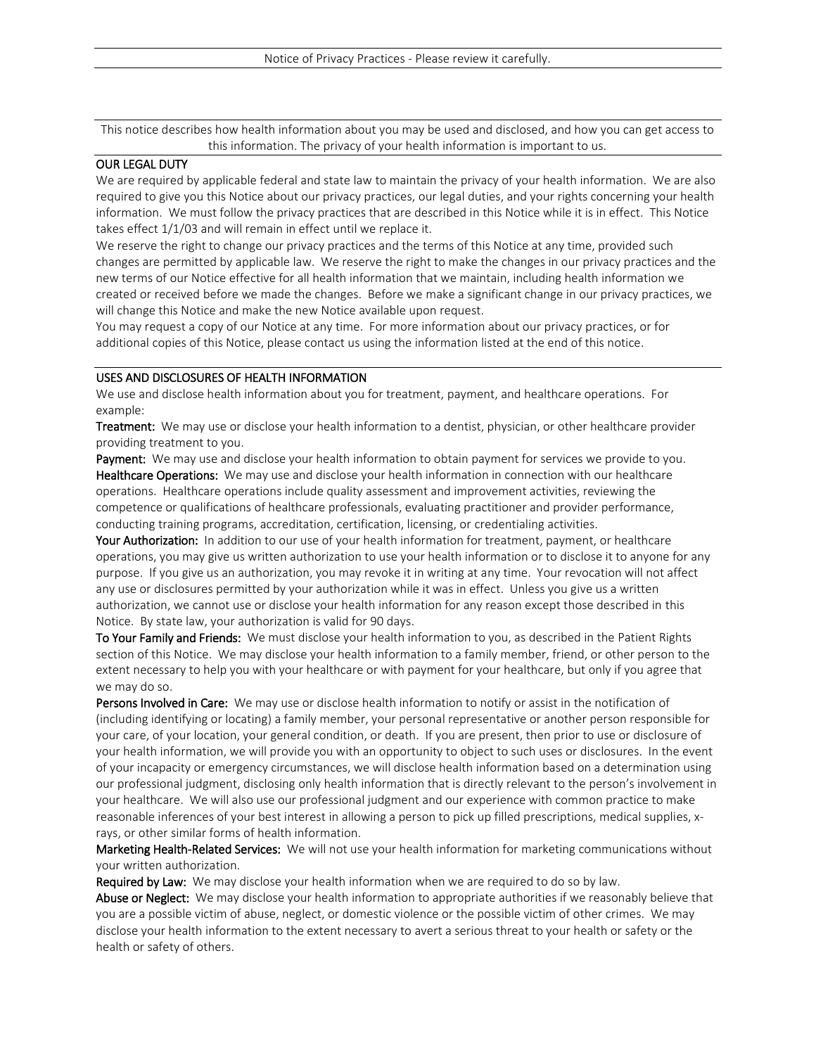# Notice of Privacy Practices - Please review it carefully.

This notice describes how health information about you may be used and disclosed, and how you can get access to this information. The privacy of your health information is important to us.

## OUR LEGAL DUTY

We are required by applicable federal and state law to maintain the privacy of your health information. We are also required to give you this Notice about our privacy practices, our legal duties, and your rights concerning your health information. We must follow the privacy practices that are described in this Notice while it is in effect. This Notice takes effect 1/1/03 and will remain in effect until we replace it.

We reserve the right to change our privacy practices and the terms of this Notice at any time, provided such changes are permitted by applicable law. We reserve the right to make the changes in our privacy practices and the new terms of our Notice effective for all health information that we maintain, including health information we created or received before we made the changes. Before we make a significant change in our privacy practices, we will change this Notice and make the new Notice available upon request.

You may request a copy of our Notice at any time. For more information about our privacy practices, or for additional copies of this Notice, please contact us using the information listed at the end of this notice.

## USES AND DISCLOSURES OF HEALTH INFORMATION

We use and disclose health information about you for treatment, payment, and healthcare operations. For example:

**Treatment:** We may use or disclose your health information to a dentist, physician, or other healthcare provider providing treatment to you.

**Payment:** We may use and disclose your health information to obtain payment for services we provide to you.

**Healthcare Operations:** We may use and disclose your health information in connection with our healthcare operations. Healthcare operations include quality assessment and improvement activities, reviewing the competence or qualifications of healthcare professionals, evaluating practitioner and provider performance, conducting training programs, accreditation, certification, licensing, or credentialing activities.

**Your Authorization:** In addition to our use of your health information for treatment, payment, or healthcare operations, you may give us written authorization to use your health information or to disclose it to anyone for any purpose. If you give us an authorization, you may revoke it in writing at any time. Your revocation will not affect any use or disclosures permitted by your authorization while it was in effect. Unless you give us a written authorization, we cannot use or disclose your health information for any reason except those described in this Notice. By state law, your authorization is valid for 90 days.

**To Your Family and Friends:** We must disclose your health information to you, as described in the Patient Rights section of this Notice. We may disclose your health information to a family member, friend, or other person to the extent necessary to help you with your healthcare or with payment for your healthcare, but only if you agree that we may do so.

**Persons Involved in Care:** We may use or disclose health information to notify or assist in the notification of (including identifying or locating) a family member, your personal representative or another person responsible for your care, of your location, your general condition, or death. If you are present, then prior to use or disclosure of your health information, we will provide you with an opportunity to object to such uses or disclosures. In the event of your incapacity or emergency circumstances, we will disclose health information based on a determination using our professional judgment, disclosing only health information that is directly relevant to the person's involvement in your healthcare. We will also use our professional judgment and our experience with common practice to make reasonable inferences of your best interest in allowing a person to pick up filled prescriptions, medical supplies, x-rays, or other similar forms of health information.

**Marketing Health-Related Services:** We will not use your health information for marketing communications without your written authorization.

**Required by Law:** We may disclose your health information when we are required to do so by law.

**Abuse or Neglect:** We may disclose your health information to appropriate authorities if we reasonably believe that you are a possible victim of abuse, neglect, or domestic violence or the possible victim of other crimes. We may disclose your health information to the extent necessary to avert a serious threat to your health or safety or the health or safety of others.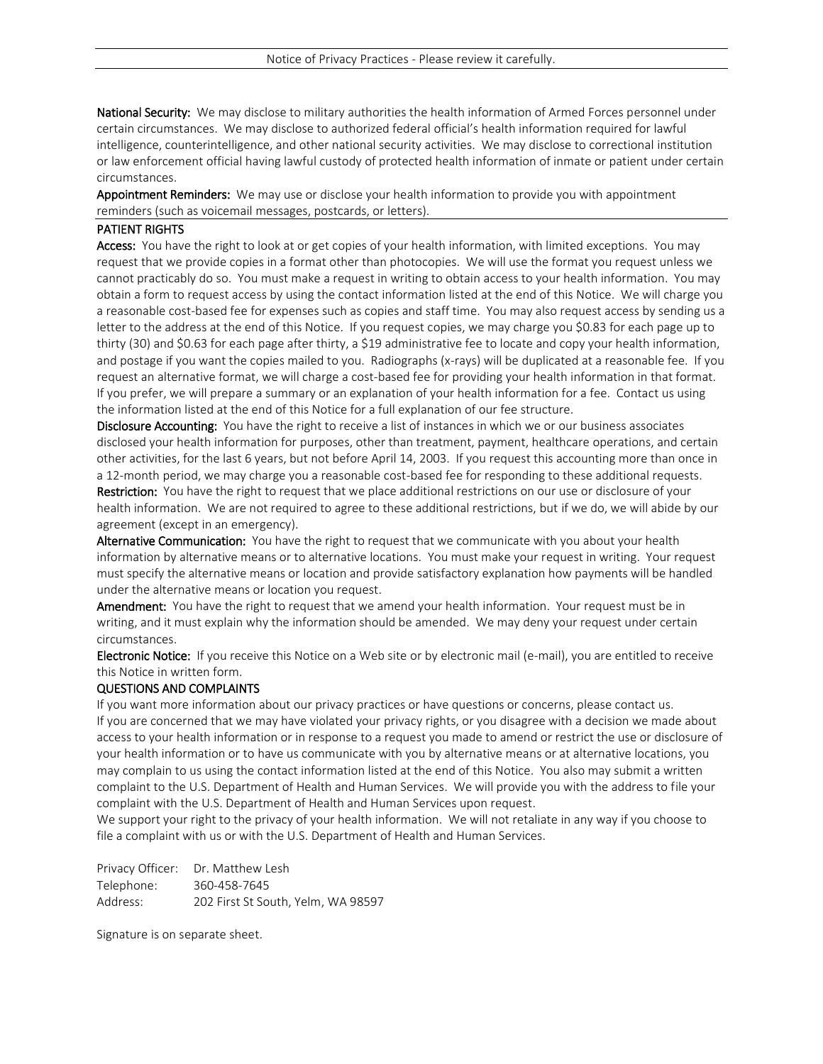**National Security:** We may disclose to military authorities the health information of Armed Forces personnel under certain circumstances. We may disclose to authorized federal official's health information required for lawful intelligence, counterintelligence, and other national security activities. We may disclose to correctional institution or law enforcement official having lawful custody of protected health information of inmate or patient under certain circumstances.

**Appointment Reminders:** We may use or disclose your health information to provide you with appointment reminders (such as voicemail messages, postcards, or letters).

## PATIENT RIGHTS

**Access:** You have the right to look at or get copies of your health information, with limited exceptions. You may request that we provide copies in a format other than photocopies. We will use the format you request unless we cannot practicably do so. You must make a request in writing to obtain access to your health information. You may obtain a form to request access by using the contact information listed at the end of this Notice. We will charge you a reasonable cost-based fee for expenses such as copies and staff time. You may also request access by sending us a letter to the address at the end of this Notice. If you request copies, we may charge you $0.83 for each page up to thirty (30) and $0.63 for each page after thirty, a $19 administrative fee to locate and copy your health information, and postage if you want the copies mailed to you. Radiographs (x-rays) will be duplicated at a reasonable fee. If you request an alternative format, we will charge a cost-based fee for providing your health information in that format. If you prefer, we will prepare a summary or an explanation of your health information for a fee. Contact us using the information listed at the end of this Notice for a full explanation of our fee structure.

**Disclosure Accounting:** You have the right to receive a list of instances in which we or our business associates disclosed your health information for purposes, other than treatment, payment, healthcare operations, and certain other activities, for the last 6 years, but not before April 14, 2003. If you request this accounting more than once in a 12-month period, we may charge you a reasonable cost-based fee for responding to these additional requests.

**Restriction:** You have the right to request that we place additional restrictions on our use or disclosure of your health information. We are not required to agree to these additional restrictions, but if we do, we will abide by our agreement (except in an emergency).

**Alternative Communication:** You have the right to request that we communicate with you about your health information by alternative means or to alternative locations. You must make your request in writing. Your request must specify the alternative means or location and provide satisfactory explanation how payments will be handled under the alternative means or location you request.

**Amendment:** You have the right to request that we amend your health information. Your request must be in writing, and it must explain why the information should be amended. We may deny your request under certain circumstances.

**Electronic Notice:** If you receive this Notice on a Web site or by electronic mail (e-mail), you are entitled to receive this Notice in written form.

## QUESTIONS AND COMPLAINTS

If you want more information about our privacy practices or have questions or concerns, please contact us.
If you are concerned that we may have violated your privacy rights, or you disagree with a decision we made about access to your health information or in response to a request you made to amend or restrict the use or disclosure of your health information or to have us communicate with you by alternative means or at alternative locations, you may complain to us using the contact information listed at the end of this Notice. You also may submit a written complaint to the U.S. Department of Health and Human Services. We will provide you with the address to file your complaint with the U.S. Department of Health and Human Services upon request.
We support your right to the privacy of your health information. We will not retaliate in any way if you choose to file a complaint with us or with the U.S. Department of Health and Human Services.

| | |
|---|---|
| Privacy Officer: | Dr. Matthew Lesh |
| Telephone: | 360-458-7645 |
| Address: | 202 First St South, Yelm, WA 98597 |

Signature is on separate sheet.